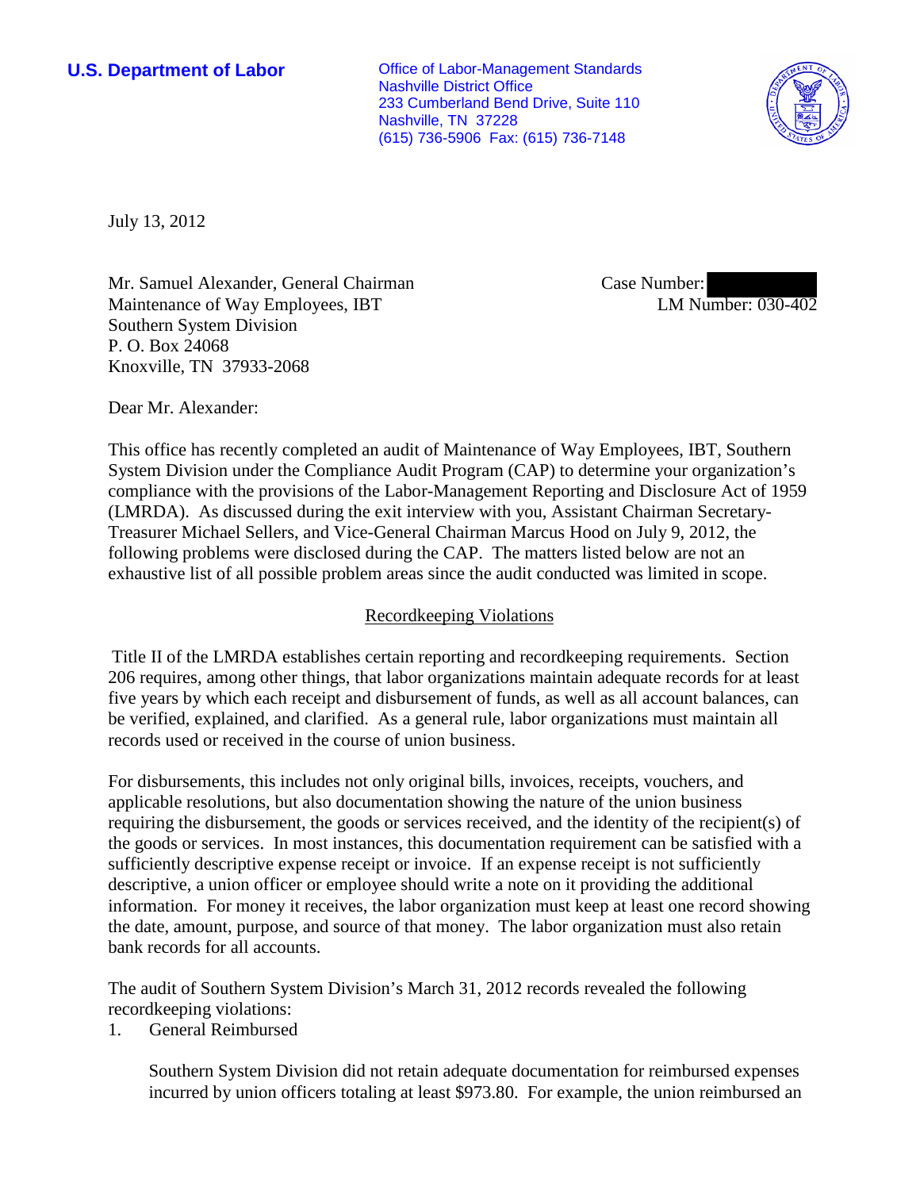**U.S. Department of Labor**

Office of Labor-Management Standards
Nashville District Office
233 Cumberland Bend Drive, Suite 110
Nashville, TN 37228
(615) 736-5906 Fax: (615) 736-7148

July 13, 2012

Mr. Samuel Alexander, General Chairman
Maintenance of Way Employees, IBT
Southern System Division
P. O. Box 24068
Knoxville, TN 37933-2068

Case Number:
LM Number: 030-402

Dear Mr. Alexander:

This office has recently completed an audit of Maintenance of Way Employees, IBT, Southern System Division under the Compliance Audit Program (CAP) to determine your organization's compliance with the provisions of the Labor-Management Reporting and Disclosure Act of 1959 (LMRDA). As discussed during the exit interview with you, Assistant Chairman Secretary-Treasurer Michael Sellers, and Vice-General Chairman Marcus Hood on July 9, 2012, the following problems were disclosed during the CAP. The matters listed below are not an exhaustive list of all possible problem areas since the audit conducted was limited in scope.

## Recordkeeping Violations

Title II of the LMRDA establishes certain reporting and recordkeeping requirements. Section 206 requires, among other things, that labor organizations maintain adequate records for at least five years by which each receipt and disbursement of funds, as well as all account balances, can be verified, explained, and clarified. As a general rule, labor organizations must maintain all records used or received in the course of union business.

For disbursements, this includes not only original bills, invoices, receipts, vouchers, and applicable resolutions, but also documentation showing the nature of the union business requiring the disbursement, the goods or services received, and the identity of the recipient(s) of the goods or services. In most instances, this documentation requirement can be satisfied with a sufficiently descriptive expense receipt or invoice. If an expense receipt is not sufficiently descriptive, a union officer or employee should write a note on it providing the additional information. For money it receives, the labor organization must keep at least one record showing the date, amount, purpose, and source of that money. The labor organization must also retain bank records for all accounts.

The audit of Southern System Division's March 31, 2012 records revealed the following recordkeeping violations:

1. General Reimbursed

   Southern System Division did not retain adequate documentation for reimbursed expenses incurred by union officers totaling at least $973.80. For example, the union reimbursed an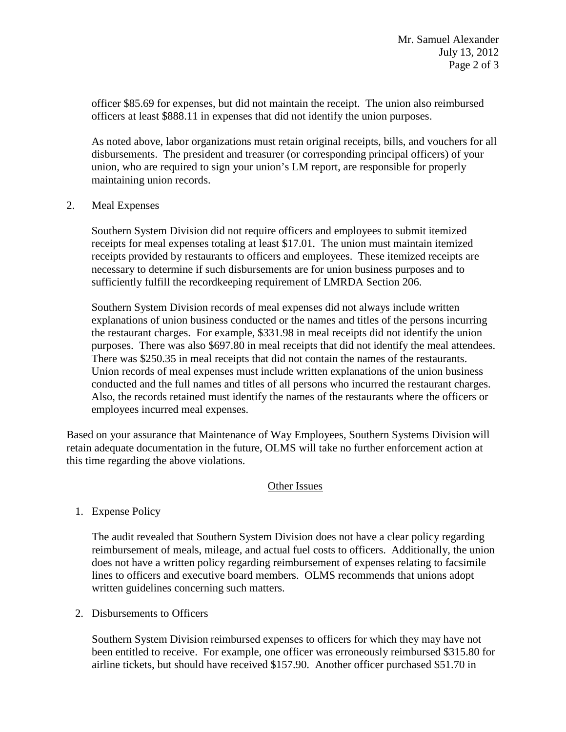officer $85.69 for expenses, but did not maintain the receipt. The union also reimbursed officers at least $888.11 in expenses that did not identify the union purposes.

As noted above, labor organizations must retain original receipts, bills, and vouchers for all disbursements. The president and treasurer (or corresponding principal officers) of your union, who are required to sign your union's LM report, are responsible for properly maintaining union records.

2. Meal Expenses

   Southern System Division did not require officers and employees to submit itemized receipts for meal expenses totaling at least $17.01. The union must maintain itemized receipts provided by restaurants to officers and employees. These itemized receipts are necessary to determine if such disbursements are for union business purposes and to sufficiently fulfill the recordkeeping requirement of LMRDA Section 206.

   Southern System Division records of meal expenses did not always include written explanations of union business conducted or the names and titles of the persons incurring the restaurant charges. For example, $331.98 in meal receipts did not identify the union purposes. There was also $697.80 in meal receipts that did not identify the meal attendees. There was $250.35 in meal receipts that did not contain the names of the restaurants. Union records of meal expenses must include written explanations of the union business conducted and the full names and titles of all persons who incurred the restaurant charges. Also, the records retained must identify the names of the restaurants where the officers or employees incurred meal expenses.

Based on your assurance that Maintenance of Way Employees, Southern Systems Division will retain adequate documentation in the future, OLMS will take no further enforcement action at this time regarding the above violations.

## Other Issues

1. Expense Policy

   The audit revealed that Southern System Division does not have a clear policy regarding reimbursement of meals, mileage, and actual fuel costs to officers. Additionally, the union does not have a written policy regarding reimbursement of expenses relating to facsimile lines to officers and executive board members. OLMS recommends that unions adopt written guidelines concerning such matters.

2. Disbursements to Officers

   Southern System Division reimbursed expenses to officers for which they may have not been entitled to receive. For example, one officer was erroneously reimbursed $315.80 for airline tickets, but should have received $157.90. Another officer purchased $51.70 in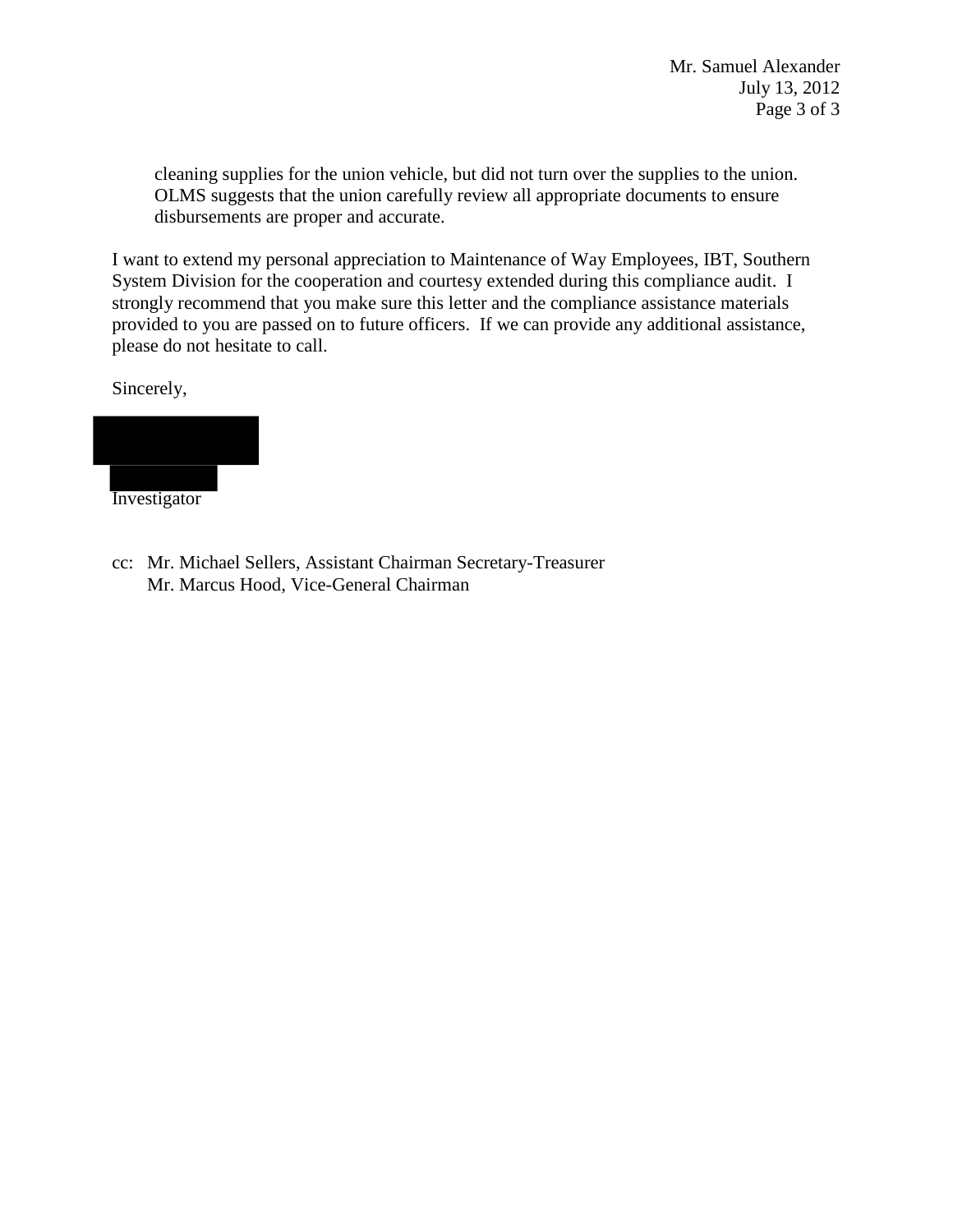cleaning supplies for the union vehicle, but did not turn over the supplies to the union. OLMS suggests that the union carefully review all appropriate documents to ensure disbursements are proper and accurate.

I want to extend my personal appreciation to Maintenance of Way Employees, IBT, Southern System Division for the cooperation and courtesy extended during this compliance audit. I strongly recommend that you make sure this letter and the compliance assistance materials provided to you are passed on to future officers. If we can provide any additional assistance, please do not hesitate to call.

Sincerely,

Investigator

cc: Mr. Michael Sellers, Assistant Chairman Secretary-Treasurer
Mr. Marcus Hood, Vice-General Chairman